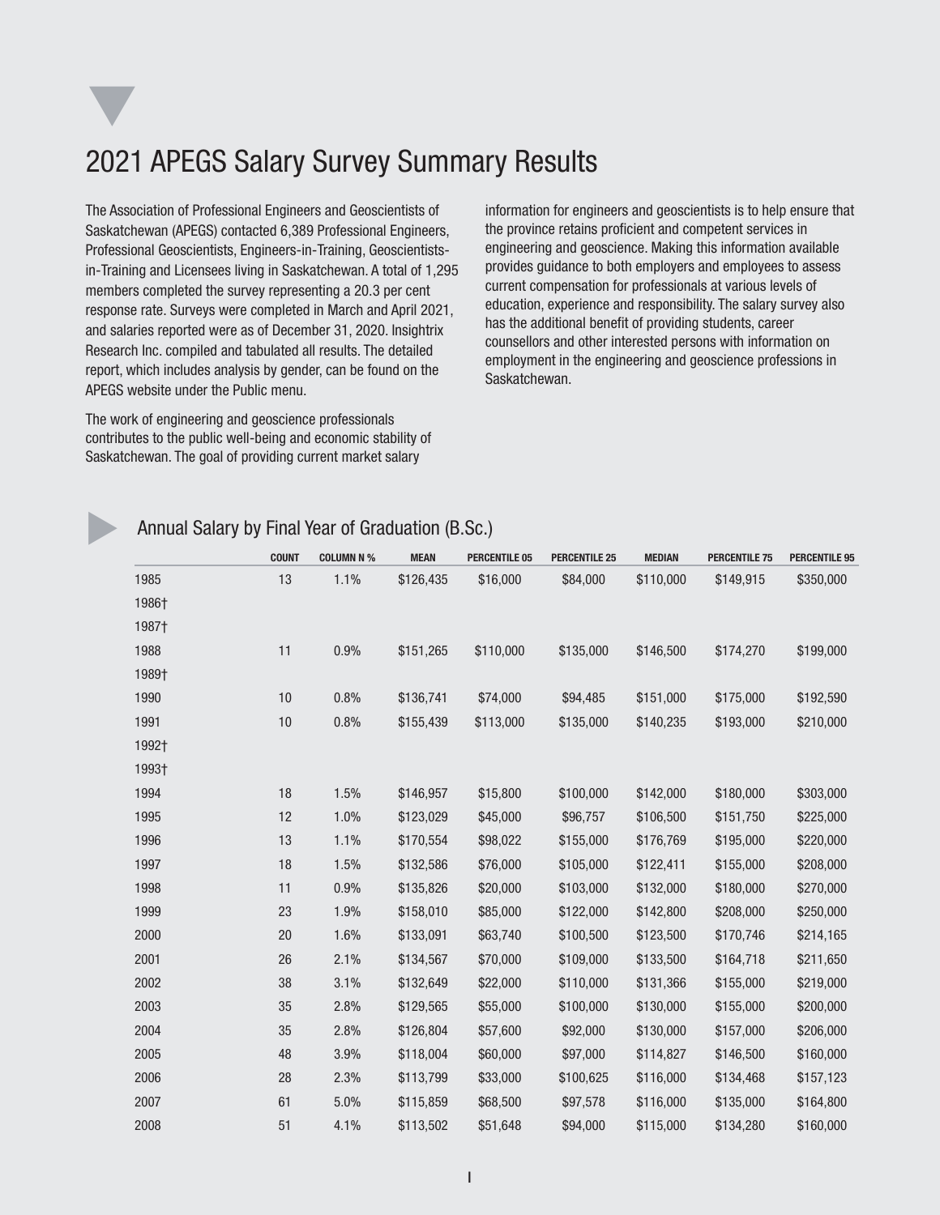# 2021 APEGS Salary Survey Summary Results

The Association of Professional Engineers and Geoscientists of Saskatchewan (APEGS) contacted 6,389 Professional Engineers, Professional Geoscientists, Engineers-in-Training, Geoscientists-in-Training and Licensees living in Saskatchewan. A total of 1,295 members completed the survey representing a 20.3 per cent response rate. Surveys were completed in March and April 2021, and salaries reported were as of December 31, 2020. Insightrix Research Inc. compiled and tabulated all results. The detailed report, which includes analysis by gender, can be found on the APEGS website under the Public menu.

The work of engineering and geoscience professionals contributes to the public well-being and economic stability of Saskatchewan. The goal of providing current market salary information for engineers and geoscientists is to help ensure that the province retains proficient and competent services in engineering and geoscience. Making this information available provides guidance to both employers and employees to assess current compensation for professionals at various levels of education, experience and responsibility. The salary survey also has the additional benefit of providing students, career counsellors and other interested persons with information on employment in the engineering and geoscience professions in Saskatchewan.

## Annual Salary by Final Year of Graduation (B.Sc.)

| | COUNT | COLUMN N % | MEAN | PERCENTILE 05 | PERCENTILE 25 | MEDIAN | PERCENTILE 75 | PERCENTILE 95 |
|---|---|---|---|---|---|---|---|---|
| 1985 | 13 | 1.1% | $126,435 | $16,000 | $84,000 | $110,000 | $149,915 | $350,000 |
| 1986† | | | | | | | | |
| 1987† | | | | | | | | |
| 1988 | 11 | 0.9% | $151,265 | $110,000 | $135,000 | $146,500 | $174,270 | $199,000 |
| 1989† | | | | | | | | |
| 1990 | 10 | 0.8% | $136,741 | $74,000 | $94,485 | $151,000 | $175,000 | $192,590 |
| 1991 | 10 | 0.8% | $155,439 | $113,000 | $135,000 | $140,235 | $193,000 | $210,000 |
| 1992† | | | | | | | | |
| 1993† | | | | | | | | |
| 1994 | 18 | 1.5% | $146,957 | $15,800 | $100,000 | $142,000 | $180,000 | $303,000 |
| 1995 | 12 | 1.0% | $123,029 | $45,000 | $96,757 | $106,500 | $151,750 | $225,000 |
| 1996 | 13 | 1.1% | $170,554 | $98,022 | $155,000 | $176,769 | $195,000 | $220,000 |
| 1997 | 18 | 1.5% | $132,586 | $76,000 | $105,000 | $122,411 | $155,000 | $208,000 |
| 1998 | 11 | 0.9% | $135,826 | $20,000 | $103,000 | $132,000 | $180,000 | $270,000 |
| 1999 | 23 | 1.9% | $158,010 | $85,000 | $122,000 | $142,800 | $208,000 | $250,000 |
| 2000 | 20 | 1.6% | $133,091 | $63,740 | $100,500 | $123,500 | $170,746 | $214,165 |
| 2001 | 26 | 2.1% | $134,567 | $70,000 | $109,000 | $133,500 | $164,718 | $211,650 |
| 2002 | 38 | 3.1% | $132,649 | $22,000 | $110,000 | $131,366 | $155,000 | $219,000 |
| 2003 | 35 | 2.8% | $129,565 | $55,000 | $100,000 | $130,000 | $155,000 | $200,000 |
| 2004 | 35 | 2.8% | $126,804 | $57,600 | $92,000 | $130,000 | $157,000 | $206,000 |
| 2005 | 48 | 3.9% | $118,004 | $60,000 | $97,000 | $114,827 | $146,500 | $160,000 |
| 2006 | 28 | 2.3% | $113,799 | $33,000 | $100,625 | $116,000 | $134,468 | $157,123 |
| 2007 | 61 | 5.0% | $115,859 | $68,500 | $97,578 | $116,000 | $135,000 | $164,800 |
| 2008 | 51 | 4.1% | $113,502 | $51,648 | $94,000 | $115,000 | $134,280 | $160,000 |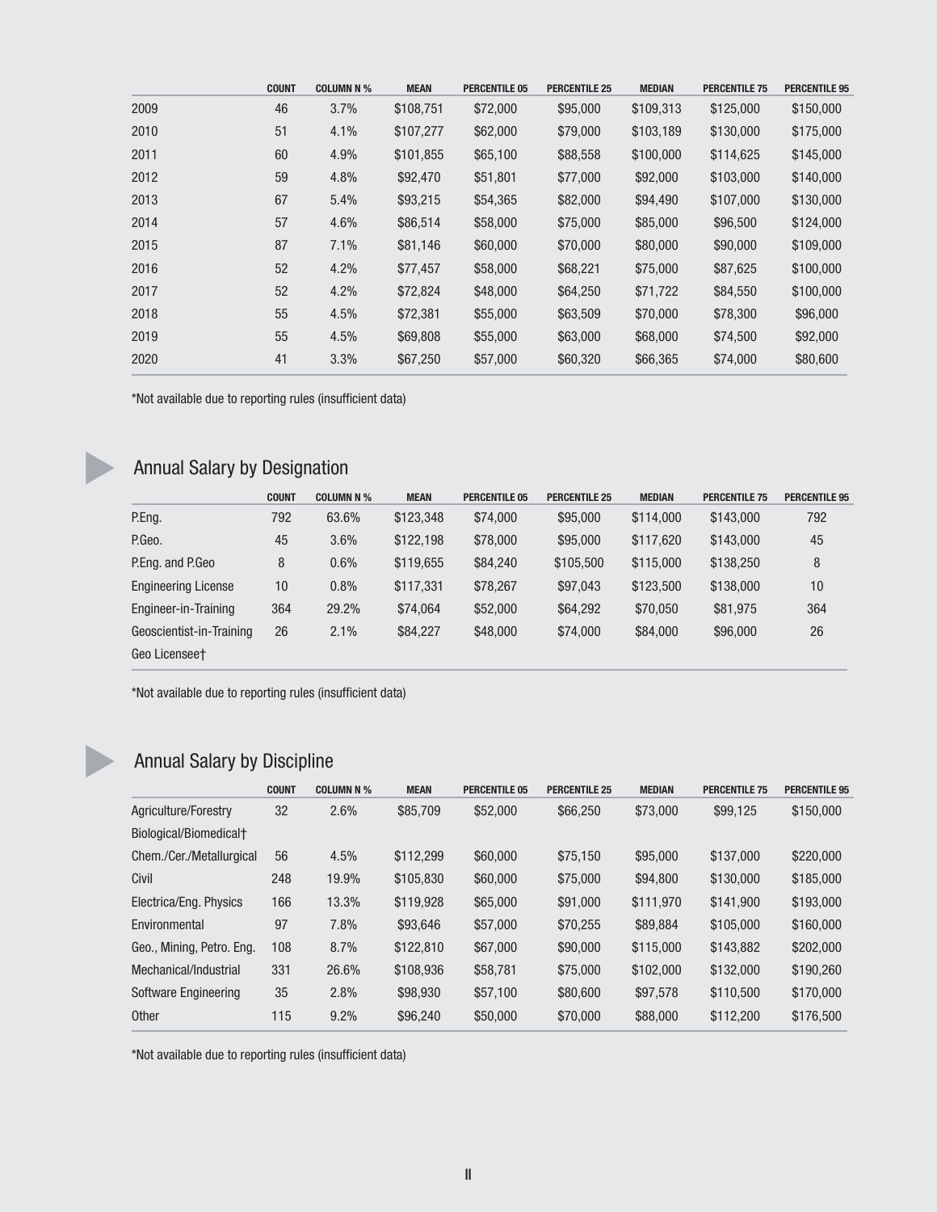|  | COUNT | COLUMN N % | MEAN | PERCENTILE 05 | PERCENTILE 25 | MEDIAN | PERCENTILE 75 | PERCENTILE 95 |
|---|---|---|---|---|---|---|---|---|
| 2009 | 46 | 3.7% | $108,751 | $72,000 | $95,000 | $109,313 | $125,000 | $150,000 |
| 2010 | 51 | 4.1% | $107,277 | $62,000 | $79,000 | $103,189 | $130,000 | $175,000 |
| 2011 | 60 | 4.9% | $101,855 | $65,100 | $88,558 | $100,000 | $114,625 | $145,000 |
| 2012 | 59 | 4.8% | $92,470 | $51,801 | $77,000 | $92,000 | $103,000 | $140,000 |
| 2013 | 67 | 5.4% | $93,215 | $54,365 | $82,000 | $94,490 | $107,000 | $130,000 |
| 2014 | 57 | 4.6% | $86,514 | $58,000 | $75,000 | $85,000 | $96,500 | $124,000 |
| 2015 | 87 | 7.1% | $81,146 | $60,000 | $70,000 | $80,000 | $90,000 | $109,000 |
| 2016 | 52 | 4.2% | $77,457 | $58,000 | $68,221 | $75,000 | $87,625 | $100,000 |
| 2017 | 52 | 4.2% | $72,824 | $48,000 | $64,250 | $71,722 | $84,550 | $100,000 |
| 2018 | 55 | 4.5% | $72,381 | $55,000 | $63,509 | $70,000 | $78,300 | $96,000 |
| 2019 | 55 | 4.5% | $69,808 | $55,000 | $63,000 | $68,000 | $74,500 | $92,000 |
| 2020 | 41 | 3.3% | $67,250 | $57,000 | $60,320 | $66,365 | $74,000 | $80,600 |

*Not available due to reporting rules (insufficient data)

## Annual Salary by Designation

|  | COUNT | COLUMN N % | MEAN | PERCENTILE 05 | PERCENTILE 25 | MEDIAN | PERCENTILE 75 | PERCENTILE 95 |
|---|---|---|---|---|---|---|---|---|
| P.Eng. | 792 | 63.6% | $123,348 | $74,000 | $95,000 | $114,000 | $143,000 | 792 |
| P.Geo. | 45 | 3.6% | $122,198 | $78,000 | $95,000 | $117,620 | $143,000 | 45 |
| P.Eng. and P.Geo | 8 | 0.6% | $119,655 | $84,240 | $105,500 | $115,000 | $138,250 | 8 |
| Engineering License | 10 | 0.8% | $117,331 | $78,267 | $97,043 | $123,500 | $138,000 | 10 |
| Engineer-in-Training | 364 | 29.2% | $74,064 | $52,000 | $64,292 | $70,050 | $81,975 | 364 |
| Geoscientist-in-Training | 26 | 2.1% | $84,227 | $48,000 | $74,000 | $84,000 | $96,000 | 26 |
| Geo Licensee† |  |  |  |  |  |  |  |  |

*Not available due to reporting rules (insufficient data)

## Annual Salary by Discipline

|  | COUNT | COLUMN N % | MEAN | PERCENTILE 05 | PERCENTILE 25 | MEDIAN | PERCENTILE 75 | PERCENTILE 95 |
|---|---|---|---|---|---|---|---|---|
| Agriculture/Forestry | 32 | 2.6% | $85,709 | $52,000 | $66,250 | $73,000 | $99,125 | $150,000 |
| Biological/Biomedical† |  |  |  |  |  |  |  |  |
| Chem./Cer./Metallurgical | 56 | 4.5% | $112,299 | $60,000 | $75,150 | $95,000 | $137,000 | $220,000 |
| Civil | 248 | 19.9% | $105,830 | $60,000 | $75,000 | $94,800 | $130,000 | $185,000 |
| Electrica/Eng. Physics | 166 | 13.3% | $119,928 | $65,000 | $91,000 | $111,970 | $141,900 | $193,000 |
| Environmental | 97 | 7.8% | $93,646 | $57,000 | $70,255 | $89,884 | $105,000 | $160,000 |
| Geo., Mining, Petro. Eng. | 108 | 8.7% | $122,810 | $67,000 | $90,000 | $115,000 | $143,882 | $202,000 |
| Mechanical/Industrial | 331 | 26.6% | $108,936 | $58,781 | $75,000 | $102,000 | $132,000 | $190,260 |
| Software Engineering | 35 | 2.8% | $98,930 | $57,100 | $80,600 | $97,578 | $110,500 | $170,000 |
| Other | 115 | 9.2% | $96,240 | $50,000 | $70,000 | $88,000 | $112,200 | $176,500 |

*Not available due to reporting rules (insufficient data)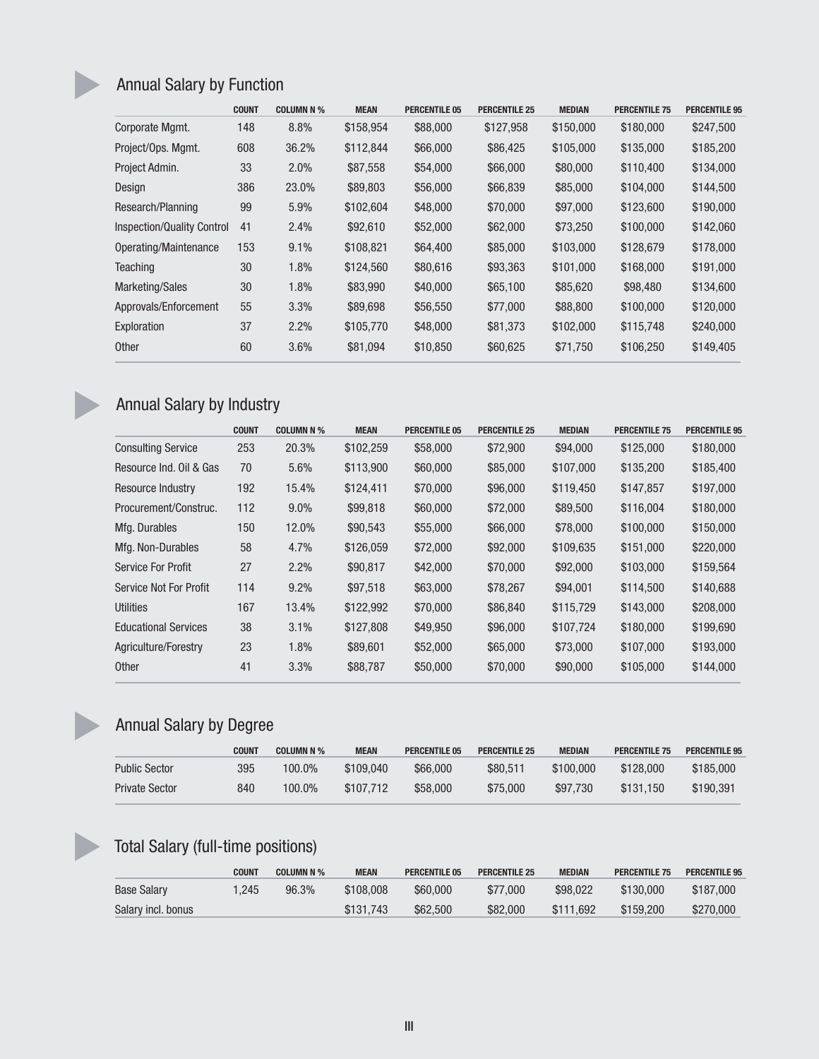## Annual Salary by Function

| | COUNT | COLUMN N % | MEAN | PERCENTILE 05 | PERCENTILE 25 | MEDIAN | PERCENTILE 75 | PERCENTILE 95 |
|---|---|---|---|---|---|---|---|---|
| Corporate Mgmt. | 148 | 8.8% | $158,954 | $88,000 | $127,958 | $150,000 | $180,000 | $247,500 |
| Project/Ops. Mgmt. | 608 | 36.2% | $112,844 | $66,000 | $86,425 | $105,000 | $135,000 | $185,200 |
| Project Admin. | 33 | 2.0% | $87,558 | $54,000 | $66,000 | $80,000 | $110,400 | $134,000 |
| Design | 386 | 23.0% | $89,803 | $56,000 | $66,839 | $85,000 | $104,000 | $144,500 |
| Research/Planning | 99 | 5.9% | $102,604 | $48,000 | $70,000 | $97,000 | $123,600 | $190,000 |
| Inspection/Quality Control | 41 | 2.4% | $92,610 | $52,000 | $62,000 | $73,250 | $100,000 | $142,060 |
| Operating/Maintenance | 153 | 9.1% | $108,821 | $64,400 | $85,000 | $103,000 | $128,679 | $178,000 |
| Teaching | 30 | 1.8% | $124,560 | $80,616 | $93,363 | $101,000 | $168,000 | $191,000 |
| Marketing/Sales | 30 | 1.8% | $83,990 | $40,000 | $65,100 | $85,620 | $98,480 | $134,600 |
| Approvals/Enforcement | 55 | 3.3% | $89,698 | $56,550 | $77,000 | $88,800 | $100,000 | $120,000 |
| Exploration | 37 | 2.2% | $105,770 | $48,000 | $81,373 | $102,000 | $115,748 | $240,000 |
| Other | 60 | 3.6% | $81,094 | $10,850 | $60,625 | $71,750 | $106,250 | $149,405 |

## Annual Salary by Industry

| | COUNT | COLUMN N % | MEAN | PERCENTILE 05 | PERCENTILE 25 | MEDIAN | PERCENTILE 75 | PERCENTILE 95 |
|---|---|---|---|---|---|---|---|---|
| Consulting Service | 253 | 20.3% | $102,259 | $58,000 | $72,900 | $94,000 | $125,000 | $180,000 |
| Resource Ind. Oil & Gas | 70 | 5.6% | $113,900 | $60,000 | $85,000 | $107,000 | $135,200 | $185,400 |
| Resource Industry | 192 | 15.4% | $124,411 | $70,000 | $96,000 | $119,450 | $147,857 | $197,000 |
| Procurement/Construc. | 112 | 9.0% | $99,818 | $60,000 | $72,000 | $89,500 | $116,004 | $180,000 |
| Mfg. Durables | 150 | 12.0% | $90,543 | $55,000 | $66,000 | $78,000 | $100,000 | $150,000 |
| Mfg. Non-Durables | 58 | 4.7% | $126,059 | $72,000 | $92,000 | $109,635 | $151,000 | $220,000 |
| Service For Profit | 27 | 2.2% | $90,817 | $42,000 | $70,000 | $92,000 | $103,000 | $159,564 |
| Service Not For Profit | 114 | 9.2% | $97,518 | $63,000 | $78,267 | $94,001 | $114,500 | $140,688 |
| Utilities | 167 | 13.4% | $122,992 | $70,000 | $86,840 | $115,729 | $143,000 | $208,000 |
| Educational Services | 38 | 3.1% | $127,808 | $49,950 | $96,000 | $107,724 | $180,000 | $199,690 |
| Agriculture/Forestry | 23 | 1.8% | $89,601 | $52,000 | $65,000 | $73,000 | $107,000 | $193,000 |
| Other | 41 | 3.3% | $88,787 | $50,000 | $70,000 | $90,000 | $105,000 | $144,000 |

## Annual Salary by Degree

| | COUNT | COLUMN N % | MEAN | PERCENTILE 05 | PERCENTILE 25 | MEDIAN | PERCENTILE 75 | PERCENTILE 95 |
|---|---|---|---|---|---|---|---|---|
| Public Sector | 395 | 100.0% | $109,040 | $66,000 | $80,511 | $100,000 | $128,000 | $185,000 |
| Private Sector | 840 | 100.0% | $107,712 | $58,000 | $75,000 | $97,730 | $131,150 | $190,391 |

## Total Salary (full-time positions)

| | COUNT | COLUMN N % | MEAN | PERCENTILE 05 | PERCENTILE 25 | MEDIAN | PERCENTILE 75 | PERCENTILE 95 |
|---|---|---|---|---|---|---|---|---|
| Base Salary | 1,245 | 96.3% | $108,008 | $60,000 | $77,000 | $98,022 | $130,000 | $187,000 |
| Salary incl. bonus | | | $131,743 | $62,500 | $82,000 | $111,692 | $159,200 | $270,000 |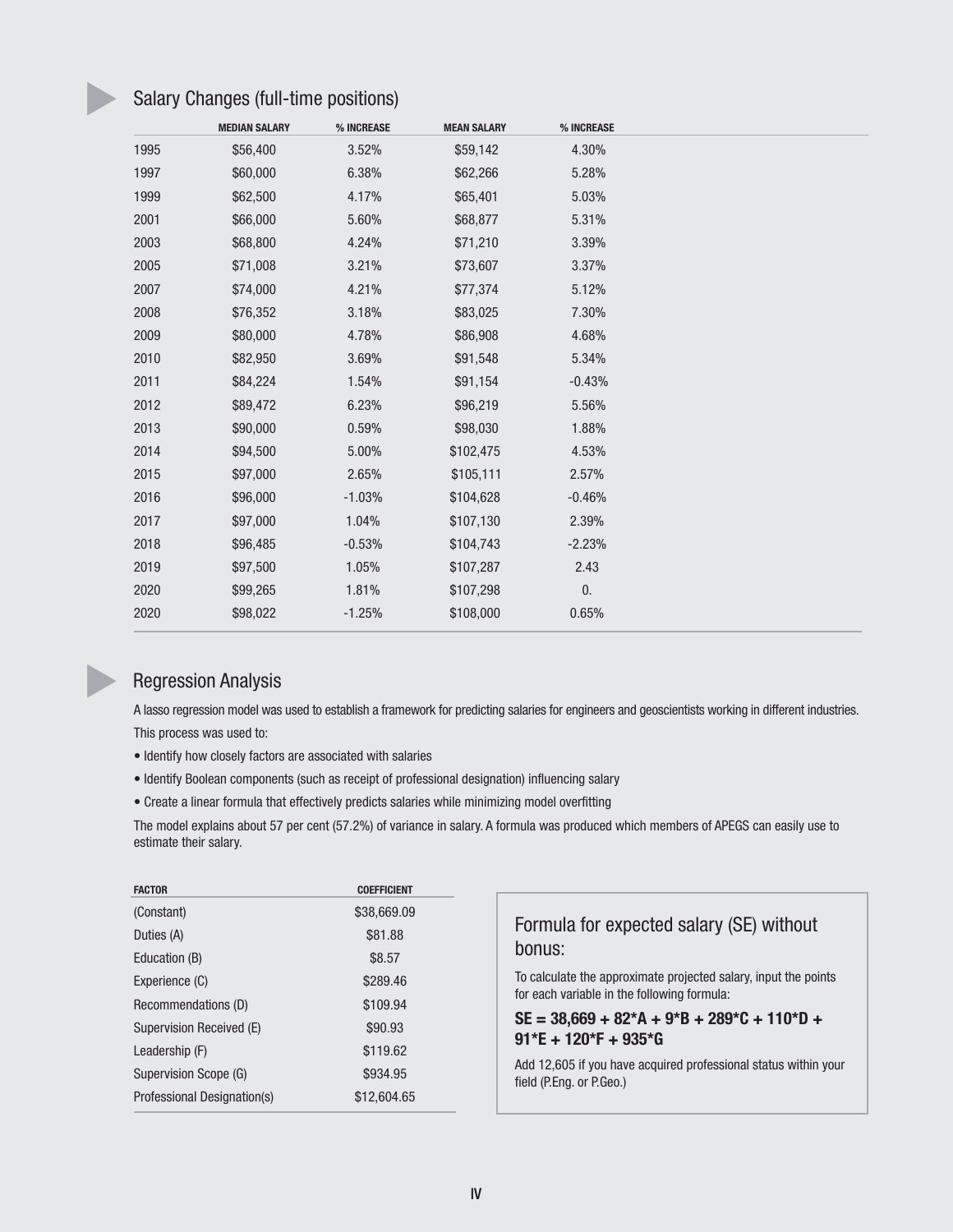## Salary Changes (full-time positions)

| | MEDIAN SALARY | % INCREASE | MEAN SALARY | % INCREASE |
|---|---|---|---|---|
| 1995 | $56,400 | 3.52% | $59,142 | 4.30% |
| 1997 | $60,000 | 6.38% | $62,266 | 5.28% |
| 1999 | $62,500 | 4.17% | $65,401 | 5.03% |
| 2001 | $66,000 | 5.60% | $68,877 | 5.31% |
| 2003 | $68,800 | 4.24% | $71,210 | 3.39% |
| 2005 | $71,008 | 3.21% | $73,607 | 3.37% |
| 2007 | $74,000 | 4.21% | $77,374 | 5.12% |
| 2008 | $76,352 | 3.18% | $83,025 | 7.30% |
| 2009 | $80,000 | 4.78% | $86,908 | 4.68% |
| 2010 | $82,950 | 3.69% | $91,548 | 5.34% |
| 2011 | $84,224 | 1.54% | $91,154 | -0.43% |
| 2012 | $89,472 | 6.23% | $96,219 | 5.56% |
| 2013 | $90,000 | 0.59% | $98,030 | 1.88% |
| 2014 | $94,500 | 5.00% | $102,475 | 4.53% |
| 2015 | $97,000 | 2.65% | $105,111 | 2.57% |
| 2016 | $96,000 | -1.03% | $104,628 | -0.46% |
| 2017 | $97,000 | 1.04% | $107,130 | 2.39% |
| 2018 | $96,485 | -0.53% | $104,743 | -2.23% |
| 2019 | $97,500 | 1.05% | $107,287 | 2.43 |
| 2020 | $99,265 | 1.81% | $107,298 | 0. |
| 2020 | $98,022 | -1.25% | $108,000 | 0.65% |

## Regression Analysis

A lasso regression model was used to establish a framework for predicting salaries for engineers and geoscientists working in different industries. This process was used to:

- Identify how closely factors are associated with salaries
- Identify Boolean components (such as receipt of professional designation) influencing salary
- Create a linear formula that effectively predicts salaries while minimizing model overfitting

The model explains about 57 per cent (57.2%) of variance in salary. A formula was produced which members of APEGS can easily use to estimate their salary.

| FACTOR | COEFFICIENT |
|---|---|
| (Constant) | $38,669.09 |
| Duties (A) | $81.88 |
| Education (B) | $8.57 |
| Experience (C) | $289.46 |
| Recommendations (D) | $109.94 |
| Supervision Received (E) | $90.93 |
| Leadership (F) | $119.62 |
| Supervision Scope (G) | $934.95 |
| Professional Designation(s) | $12,604.65 |

### Formula for expected salary (SE) without bonus:

To calculate the approximate projected salary, input the points for each variable in the following formula:

**SE = 38,669 + 82*A + 9*B + 289*C + 110*D + 91*E + 120*F + 935*G**

Add 12,605 if you have acquired professional status within your field (P.Eng. or P.Geo.)